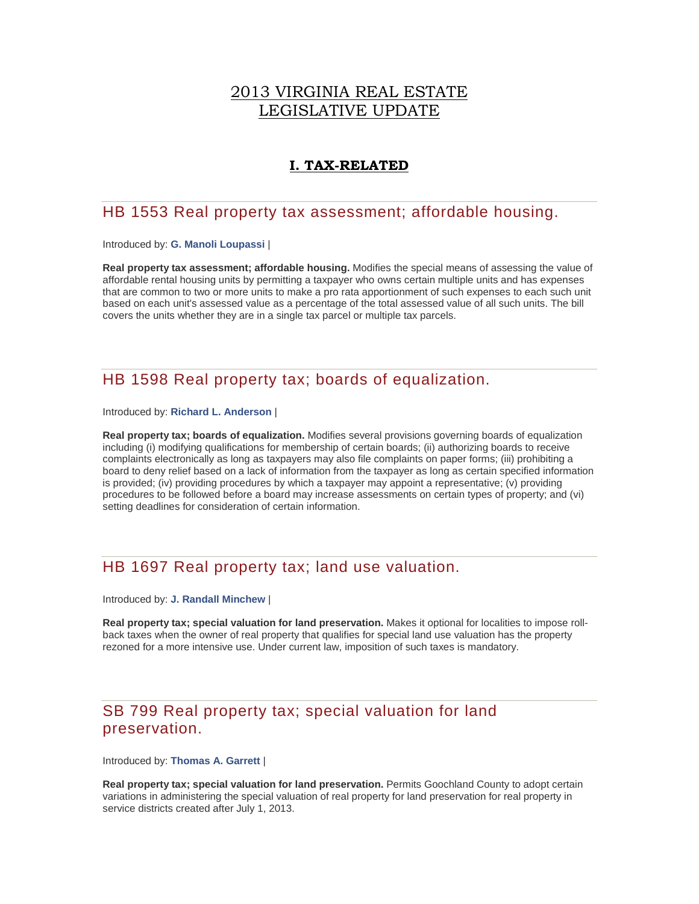# 2013 VIRGINIA REAL ESTATE LEGISLATIVE UPDATE

## I. TAX-RELATED

### HB 1553 Real property tax assessment; affordable housing.

Introduced by: **G. Manoli Loupassi** |

**Real property tax assessment; affordable housing.** Modifies the special means of assessing the value of affordable rental housing units by permitting a taxpayer who owns certain multiple units and has expenses that are common to two or more units to make a pro rata apportionment of such expenses to each such unit based on each unit's assessed value as a percentage of the total assessed value of all such units. The bill covers the units whether they are in a single tax parcel or multiple tax parcels.

### HB 1598 Real property tax; boards of equalization.

Introduced by: **Richard L. Anderson** |

**Real property tax; boards of equalization.** Modifies several provisions governing boards of equalization including (i) modifying qualifications for membership of certain boards; (ii) authorizing boards to receive complaints electronically as long as taxpayers may also file complaints on paper forms; (iii) prohibiting a board to deny relief based on a lack of information from the taxpayer as long as certain specified information is provided; (iv) providing procedures by which a taxpayer may appoint a representative; (v) providing procedures to be followed before a board may increase assessments on certain types of property; and (vi) setting deadlines for consideration of certain information.

### HB 1697 Real property tax; land use valuation.

Introduced by: **J. Randall Minchew** |

**Real property tax; special valuation for land preservation.** Makes it optional for localities to impose roll-back taxes when the owner of real property that qualifies for special land use valuation has the property rezoned for a more intensive use. Under current law, imposition of such taxes is mandatory.

### SB 799 Real property tax; special valuation for land preservation.

Introduced by: **Thomas A. Garrett** |

**Real property tax; special valuation for land preservation.** Permits Goochland County to adopt certain variations in administering the special valuation of real property for land preservation for real property in service districts created after July 1, 2013.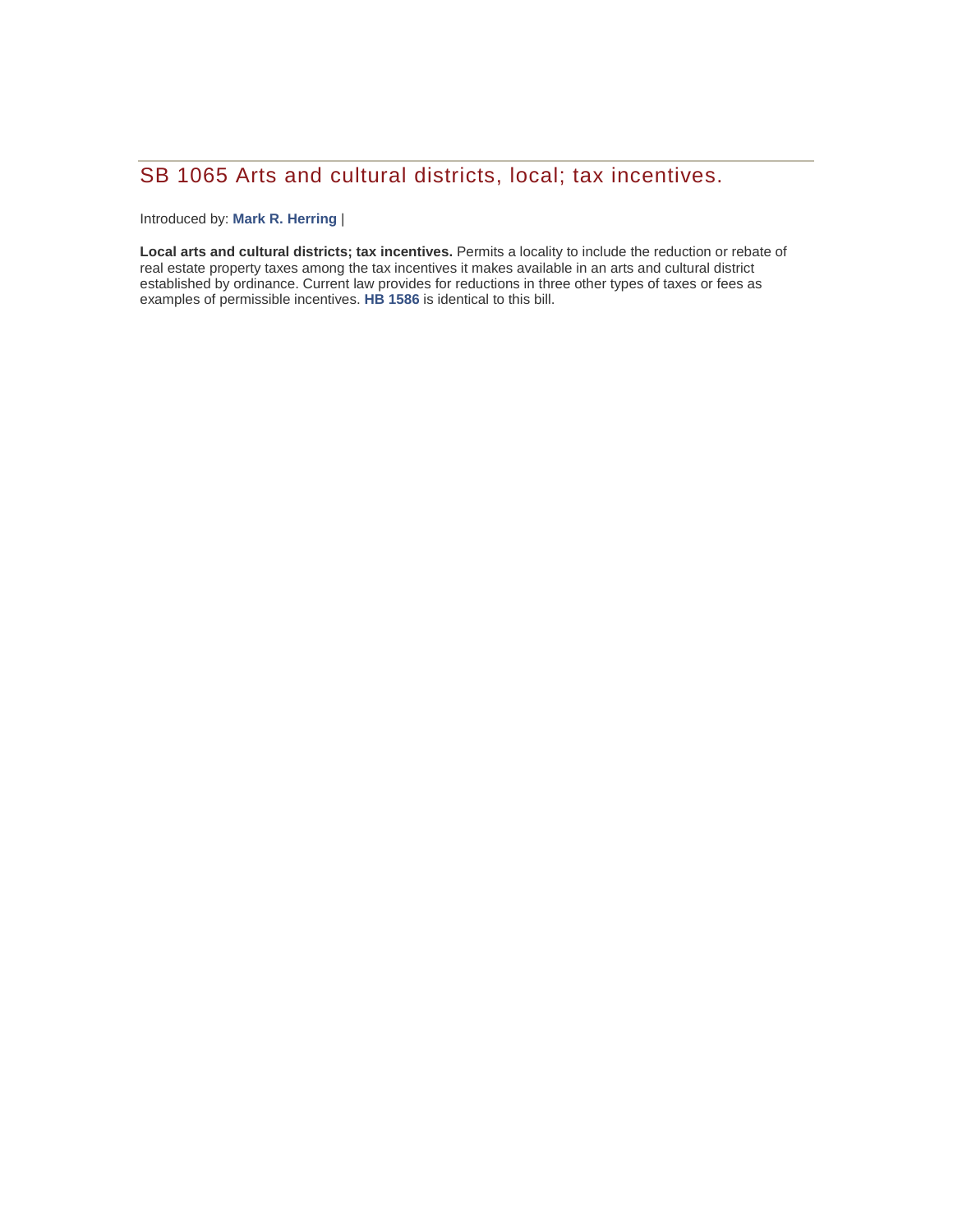## SB 1065 Arts and cultural districts, local; tax incentives.

Introduced by: **Mark R. Herring** |

**Local arts and cultural districts; tax incentives.** Permits a locality to include the reduction or rebate of real estate property taxes among the tax incentives it makes available in an arts and cultural district established by ordinance. Current law provides for reductions in three other types of taxes or fees as examples of permissible incentives. **HB 1586** is identical to this bill.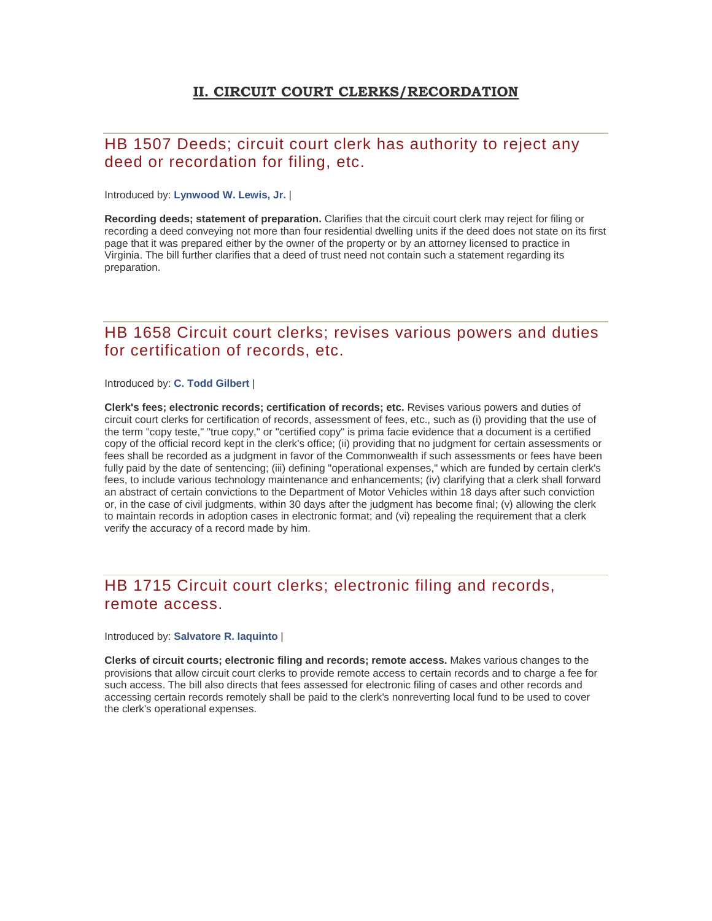## II. CIRCUIT COURT CLERKS/RECORDATION

### HB 1507 Deeds; circuit court clerk has authority to reject any deed or recordation for filing, etc.

Introduced by: **Lynwood W. Lewis, Jr.** |

**Recording deeds; statement of preparation.** Clarifies that the circuit court clerk may reject for filing or recording a deed conveying not more than four residential dwelling units if the deed does not state on its first page that it was prepared either by the owner of the property or by an attorney licensed to practice in Virginia. The bill further clarifies that a deed of trust need not contain such a statement regarding its preparation.

### HB 1658 Circuit court clerks; revises various powers and duties for certification of records, etc.

Introduced by: **C. Todd Gilbert** |

**Clerk's fees; electronic records; certification of records; etc.** Revises various powers and duties of circuit court clerks for certification of records, assessment of fees, etc., such as (i) providing that the use of the term "copy teste," "true copy," or "certified copy" is prima facie evidence that a document is a certified copy of the official record kept in the clerk's office; (ii) providing that no judgment for certain assessments or fees shall be recorded as a judgment in favor of the Commonwealth if such assessments or fees have been fully paid by the date of sentencing; (iii) defining "operational expenses," which are funded by certain clerk's fees, to include various technology maintenance and enhancements; (iv) clarifying that a clerk shall forward an abstract of certain convictions to the Department of Motor Vehicles within 18 days after such conviction or, in the case of civil judgments, within 30 days after the judgment has become final; (v) allowing the clerk to maintain records in adoption cases in electronic format; and (vi) repealing the requirement that a clerk verify the accuracy of a record made by him.

### HB 1715 Circuit court clerks; electronic filing and records, remote access.

Introduced by: **Salvatore R. Iaquinto** |

**Clerks of circuit courts; electronic filing and records; remote access.** Makes various changes to the provisions that allow circuit court clerks to provide remote access to certain records and to charge a fee for such access. The bill also directs that fees assessed for electronic filing of cases and other records and accessing certain records remotely shall be paid to the clerk's nonreverting local fund to be used to cover the clerk's operational expenses.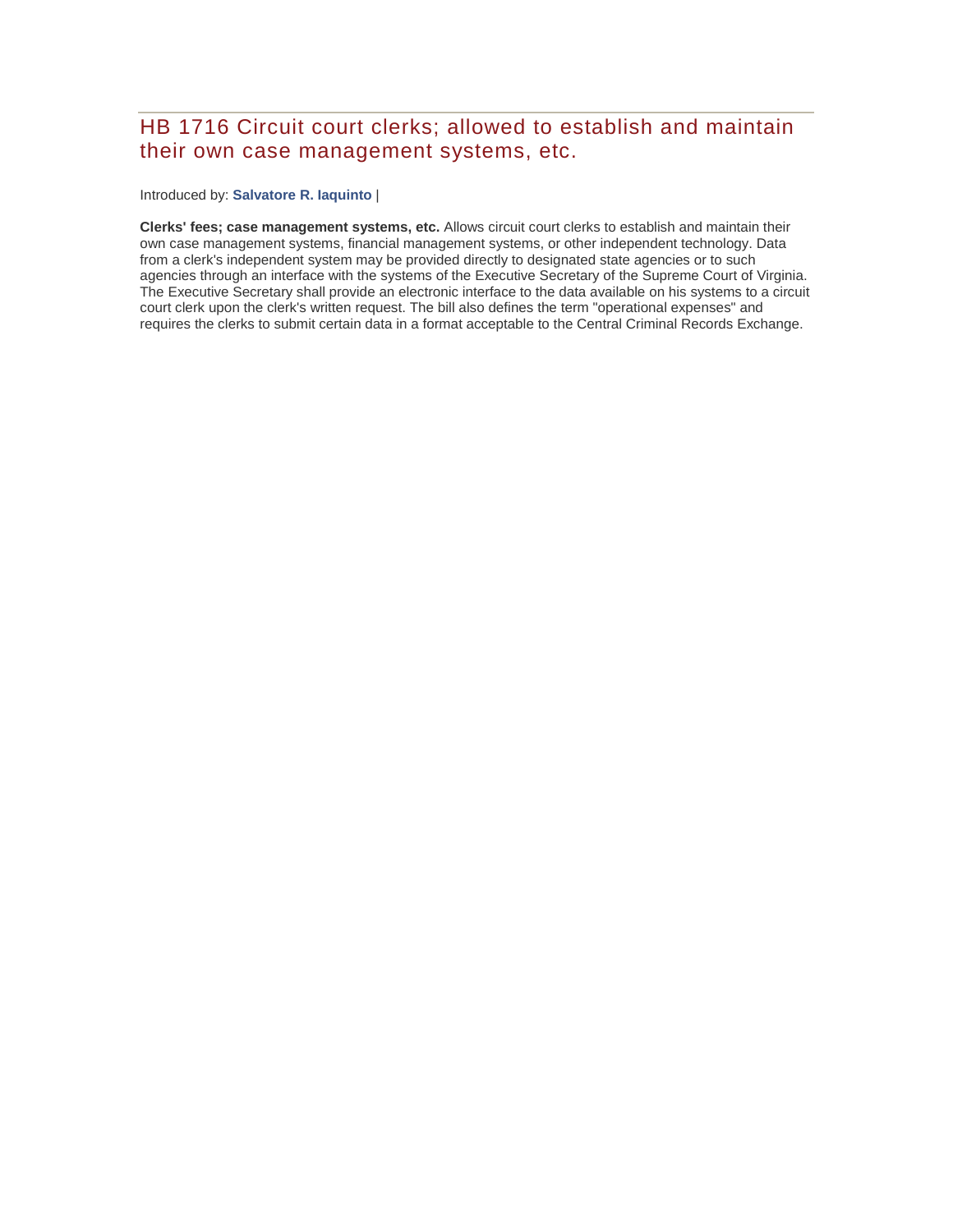## HB 1716 Circuit court clerks; allowed to establish and maintain their own case management systems, etc.

Introduced by: **Salvatore R. Iaquinto** |

**Clerks' fees; case management systems, etc.** Allows circuit court clerks to establish and maintain their own case management systems, financial management systems, or other independent technology. Data from a clerk's independent system may be provided directly to designated state agencies or to such agencies through an interface with the systems of the Executive Secretary of the Supreme Court of Virginia. The Executive Secretary shall provide an electronic interface to the data available on his systems to a circuit court clerk upon the clerk's written request. The bill also defines the term "operational expenses" and requires the clerks to submit certain data in a format acceptable to the Central Criminal Records Exchange.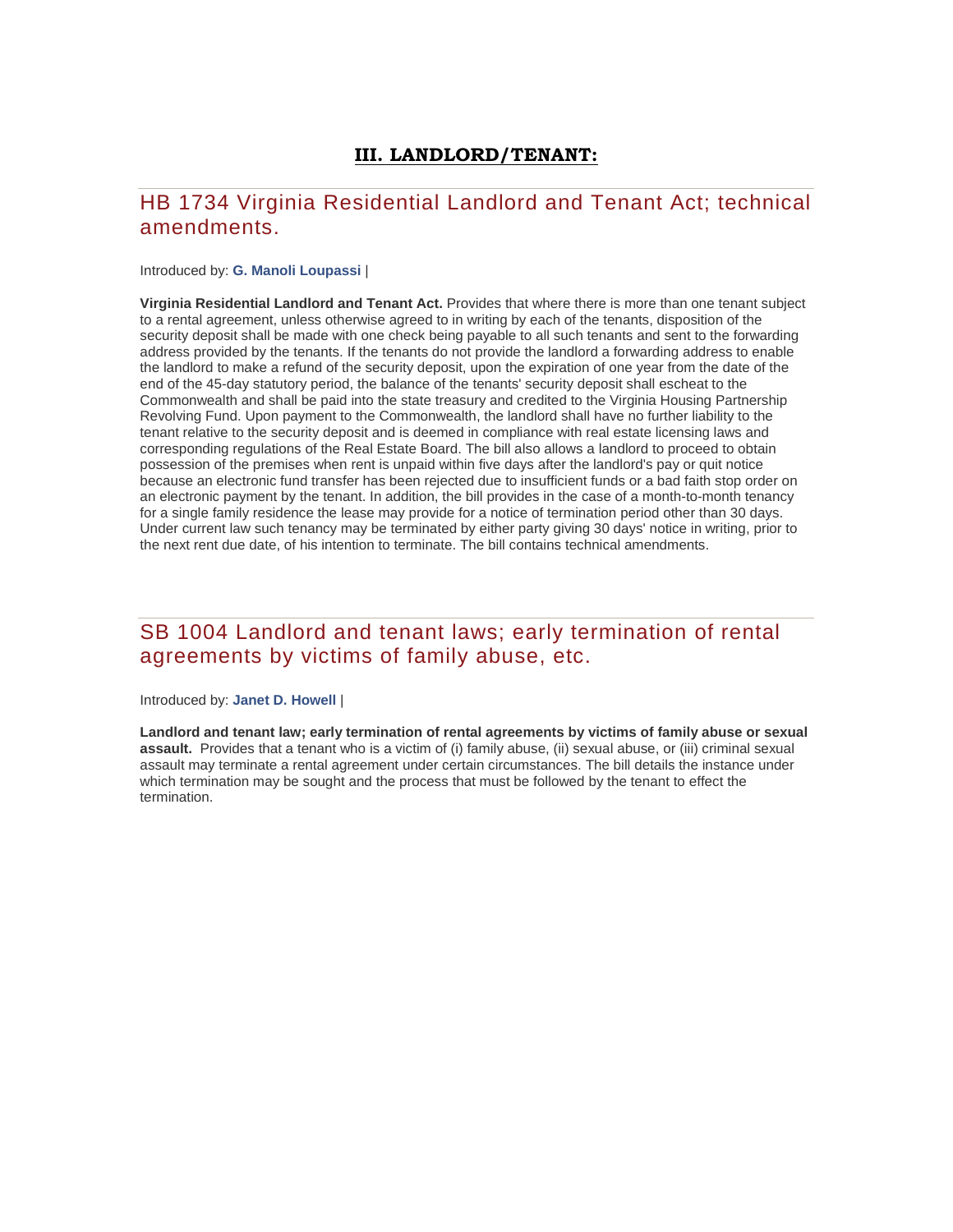# III. LANDLORD/TENANT:

## HB 1734 Virginia Residential Landlord and Tenant Act; technical amendments.

Introduced by: **G. Manoli Loupassi** |

**Virginia Residential Landlord and Tenant Act.** Provides that where there is more than one tenant subject to a rental agreement, unless otherwise agreed to in writing by each of the tenants, disposition of the security deposit shall be made with one check being payable to all such tenants and sent to the forwarding address provided by the tenants. If the tenants do not provide the landlord a forwarding address to enable the landlord to make a refund of the security deposit, upon the expiration of one year from the date of the end of the 45-day statutory period, the balance of the tenants' security deposit shall escheat to the Commonwealth and shall be paid into the state treasury and credited to the Virginia Housing Partnership Revolving Fund. Upon payment to the Commonwealth, the landlord shall have no further liability to the tenant relative to the security deposit and is deemed in compliance with real estate licensing laws and corresponding regulations of the Real Estate Board. The bill also allows a landlord to proceed to obtain possession of the premises when rent is unpaid within five days after the landlord's pay or quit notice because an electronic fund transfer has been rejected due to insufficient funds or a bad faith stop order on an electronic payment by the tenant. In addition, the bill provides in the case of a month-to-month tenancy for a single family residence the lease may provide for a notice of termination period other than 30 days. Under current law such tenancy may be terminated by either party giving 30 days' notice in writing, prior to the next rent due date, of his intention to terminate. The bill contains technical amendments.

## SB 1004 Landlord and tenant laws; early termination of rental agreements by victims of family abuse, etc.

Introduced by: **Janet D. Howell** |

**Landlord and tenant law; early termination of rental agreements by victims of family abuse or sexual assault.** Provides that a tenant who is a victim of (i) family abuse, (ii) sexual abuse, or (iii) criminal sexual assault may terminate a rental agreement under certain circumstances. The bill details the instance under which termination may be sought and the process that must be followed by the tenant to effect the termination.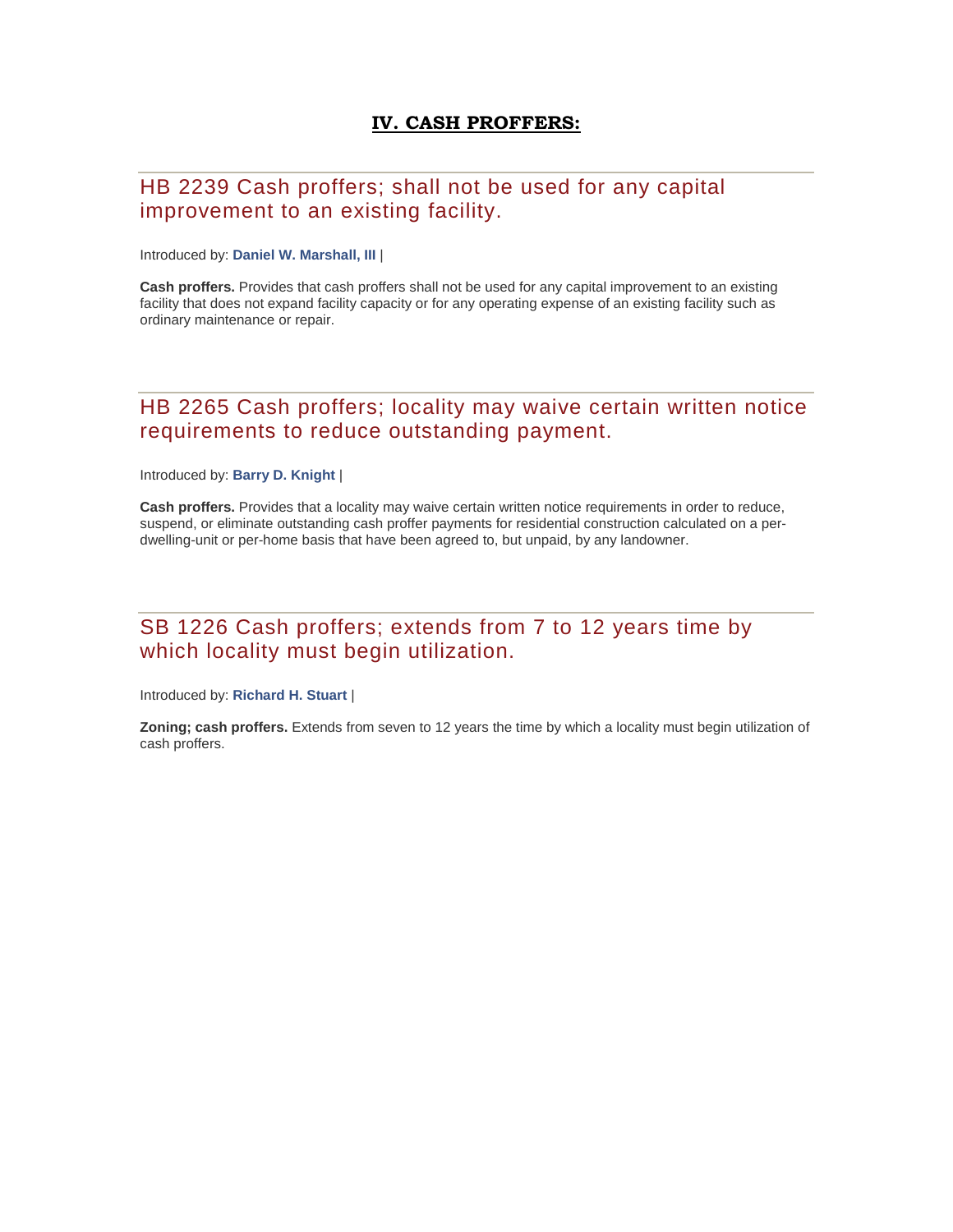## IV. CASH PROFFERS:

### HB 2239 Cash proffers; shall not be used for any capital improvement to an existing facility.

Introduced by: **Daniel W. Marshall, III** |

**Cash proffers.** Provides that cash proffers shall not be used for any capital improvement to an existing facility that does not expand facility capacity or for any operating expense of an existing facility such as ordinary maintenance or repair.

### HB 2265 Cash proffers; locality may waive certain written notice requirements to reduce outstanding payment.

Introduced by: **Barry D. Knight** |

**Cash proffers.** Provides that a locality may waive certain written notice requirements in order to reduce, suspend, or eliminate outstanding cash proffer payments for residential construction calculated on a per-dwelling-unit or per-home basis that have been agreed to, but unpaid, by any landowner.

### SB 1226 Cash proffers; extends from 7 to 12 years time by which locality must begin utilization.

Introduced by: **Richard H. Stuart** |

**Zoning; cash proffers.** Extends from seven to 12 years the time by which a locality must begin utilization of cash proffers.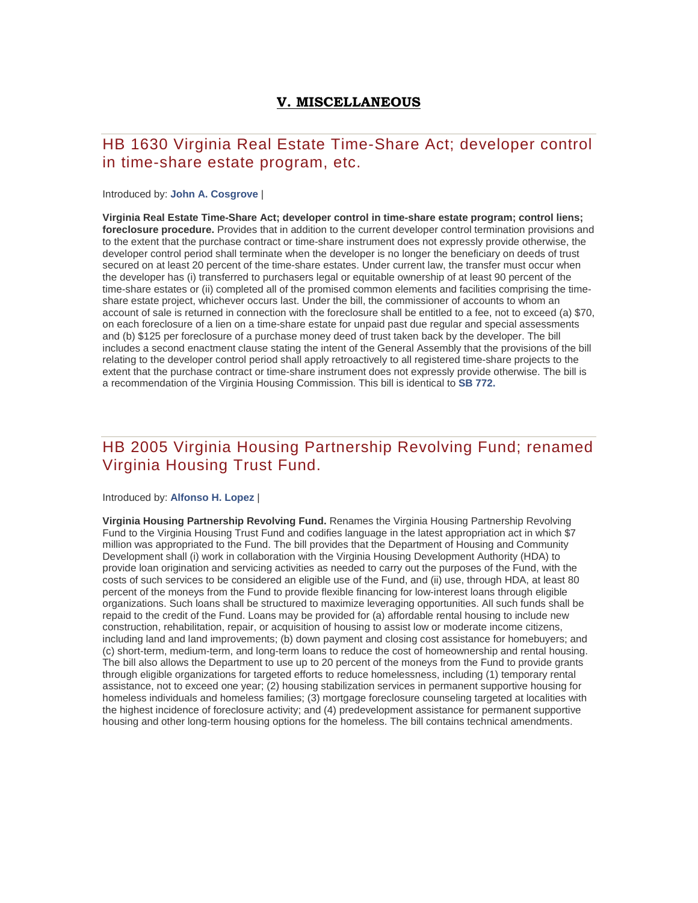# V. MISCELLANEOUS

## HB 1630 Virginia Real Estate Time-Share Act; developer control in time-share estate program, etc.

Introduced by: **John A. Cosgrove** |

**Virginia Real Estate Time-Share Act; developer control in time-share estate program; control liens; foreclosure procedure.** Provides that in addition to the current developer control termination provisions and to the extent that the purchase contract or time-share instrument does not expressly provide otherwise, the developer control period shall terminate when the developer is no longer the beneficiary on deeds of trust secured on at least 20 percent of the time-share estates. Under current law, the transfer must occur when the developer has (i) transferred to purchasers legal or equitable ownership of at least 90 percent of the time-share estates or (ii) completed all of the promised common elements and facilities comprising the time-share estate project, whichever occurs last. Under the bill, the commissioner of accounts to whom an account of sale is returned in connection with the foreclosure shall be entitled to a fee, not to exceed (a) $70, on each foreclosure of a lien on a time-share estate for unpaid past due regular and special assessments and (b) $125 per foreclosure of a purchase money deed of trust taken back by the developer. The bill includes a second enactment clause stating the intent of the General Assembly that the provisions of the bill relating to the developer control period shall apply retroactively to all registered time-share projects to the extent that the purchase contract or time-share instrument does not expressly provide otherwise. The bill is a recommendation of the Virginia Housing Commission. This bill is identical to **SB 772.**

## HB 2005 Virginia Housing Partnership Revolving Fund; renamed Virginia Housing Trust Fund.

Introduced by: **Alfonso H. Lopez** |

**Virginia Housing Partnership Revolving Fund.** Renames the Virginia Housing Partnership Revolving Fund to the Virginia Housing Trust Fund and codifies language in the latest appropriation act in which $7 million was appropriated to the Fund. The bill provides that the Department of Housing and Community Development shall (i) work in collaboration with the Virginia Housing Development Authority (HDA) to provide loan origination and servicing activities as needed to carry out the purposes of the Fund, with the costs of such services to be considered an eligible use of the Fund, and (ii) use, through HDA, at least 80 percent of the moneys from the Fund to provide flexible financing for low-interest loans through eligible organizations. Such loans shall be structured to maximize leveraging opportunities. All such funds shall be repaid to the credit of the Fund. Loans may be provided for (a) affordable rental housing to include new construction, rehabilitation, repair, or acquisition of housing to assist low or moderate income citizens, including land and land improvements; (b) down payment and closing cost assistance for homebuyers; and (c) short-term, medium-term, and long-term loans to reduce the cost of homeownership and rental housing. The bill also allows the Department to use up to 20 percent of the moneys from the Fund to provide grants through eligible organizations for targeted efforts to reduce homelessness, including (1) temporary rental assistance, not to exceed one year; (2) housing stabilization services in permanent supportive housing for homeless individuals and homeless families; (3) mortgage foreclosure counseling targeted at localities with the highest incidence of foreclosure activity; and (4) predevelopment assistance for permanent supportive housing and other long-term housing options for the homeless. The bill contains technical amendments.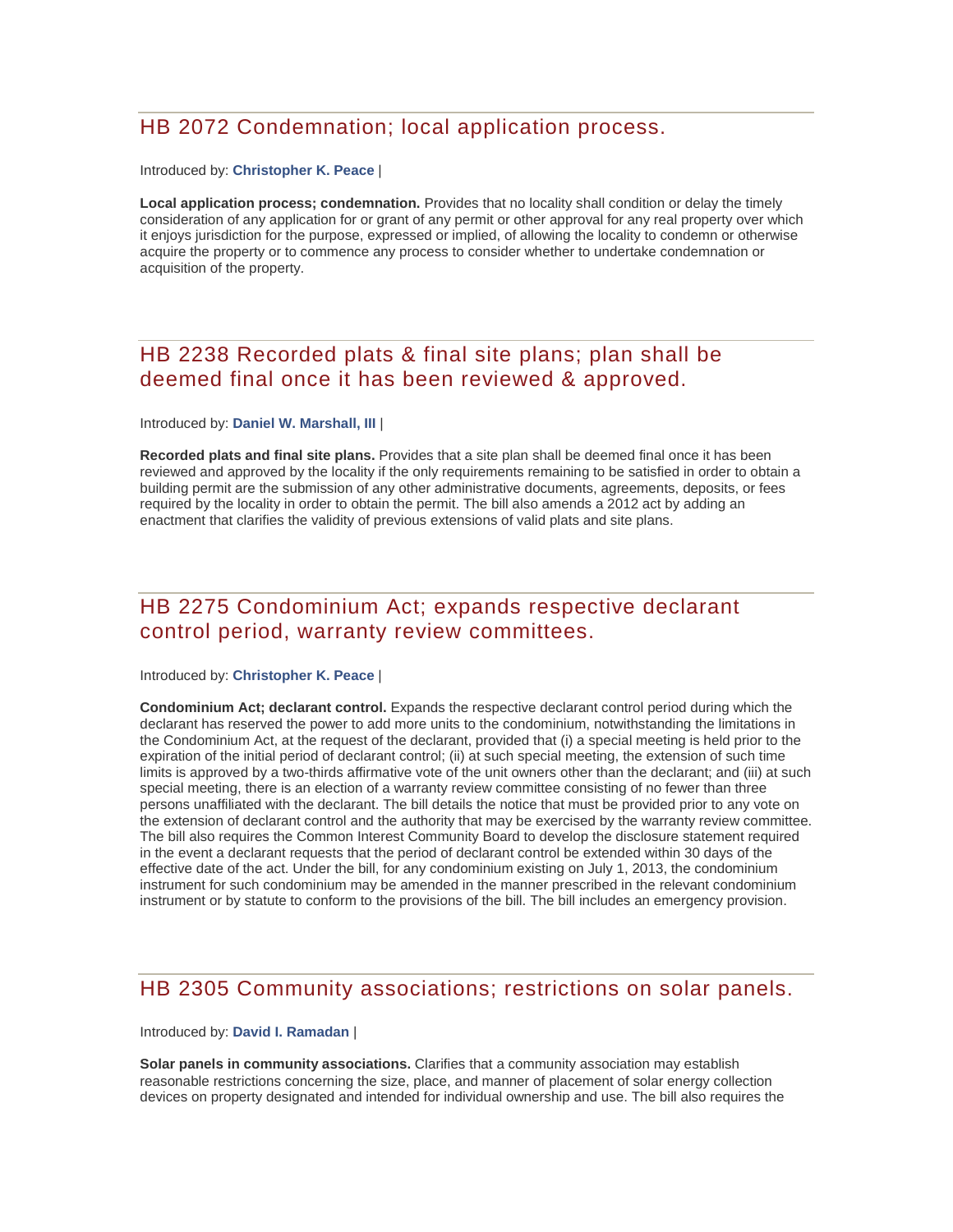## HB 2072 Condemnation; local application process.

Introduced by: **Christopher K. Peace** |

**Local application process; condemnation.** Provides that no locality shall condition or delay the timely consideration of any application for or grant of any permit or other approval for any real property over which it enjoys jurisdiction for the purpose, expressed or implied, of allowing the locality to condemn or otherwise acquire the property or to commence any process to consider whether to undertake condemnation or acquisition of the property.

## HB 2238 Recorded plats & final site plans; plan shall be deemed final once it has been reviewed & approved.

Introduced by: **Daniel W. Marshall, III** |

**Recorded plats and final site plans.** Provides that a site plan shall be deemed final once it has been reviewed and approved by the locality if the only requirements remaining to be satisfied in order to obtain a building permit are the submission of any other administrative documents, agreements, deposits, or fees required by the locality in order to obtain the permit. The bill also amends a 2012 act by adding an enactment that clarifies the validity of previous extensions of valid plats and site plans.

## HB 2275 Condominium Act; expands respective declarant control period, warranty review committees.

Introduced by: **Christopher K. Peace** |

**Condominium Act; declarant control.** Expands the respective declarant control period during which the declarant has reserved the power to add more units to the condominium, notwithstanding the limitations in the Condominium Act, at the request of the declarant, provided that (i) a special meeting is held prior to the expiration of the initial period of declarant control; (ii) at such special meeting, the extension of such time limits is approved by a two-thirds affirmative vote of the unit owners other than the declarant; and (iii) at such special meeting, there is an election of a warranty review committee consisting of no fewer than three persons unaffiliated with the declarant. The bill details the notice that must be provided prior to any vote on the extension of declarant control and the authority that may be exercised by the warranty review committee. The bill also requires the Common Interest Community Board to develop the disclosure statement required in the event a declarant requests that the period of declarant control be extended within 30 days of the effective date of the act. Under the bill, for any condominium existing on July 1, 2013, the condominium instrument for such condominium may be amended in the manner prescribed in the relevant condominium instrument or by statute to conform to the provisions of the bill. The bill includes an emergency provision.

## HB 2305 Community associations; restrictions on solar panels.

Introduced by: **David I. Ramadan** |

**Solar panels in community associations.** Clarifies that a community association may establish reasonable restrictions concerning the size, place, and manner of placement of solar energy collection devices on property designated and intended for individual ownership and use. The bill also requires the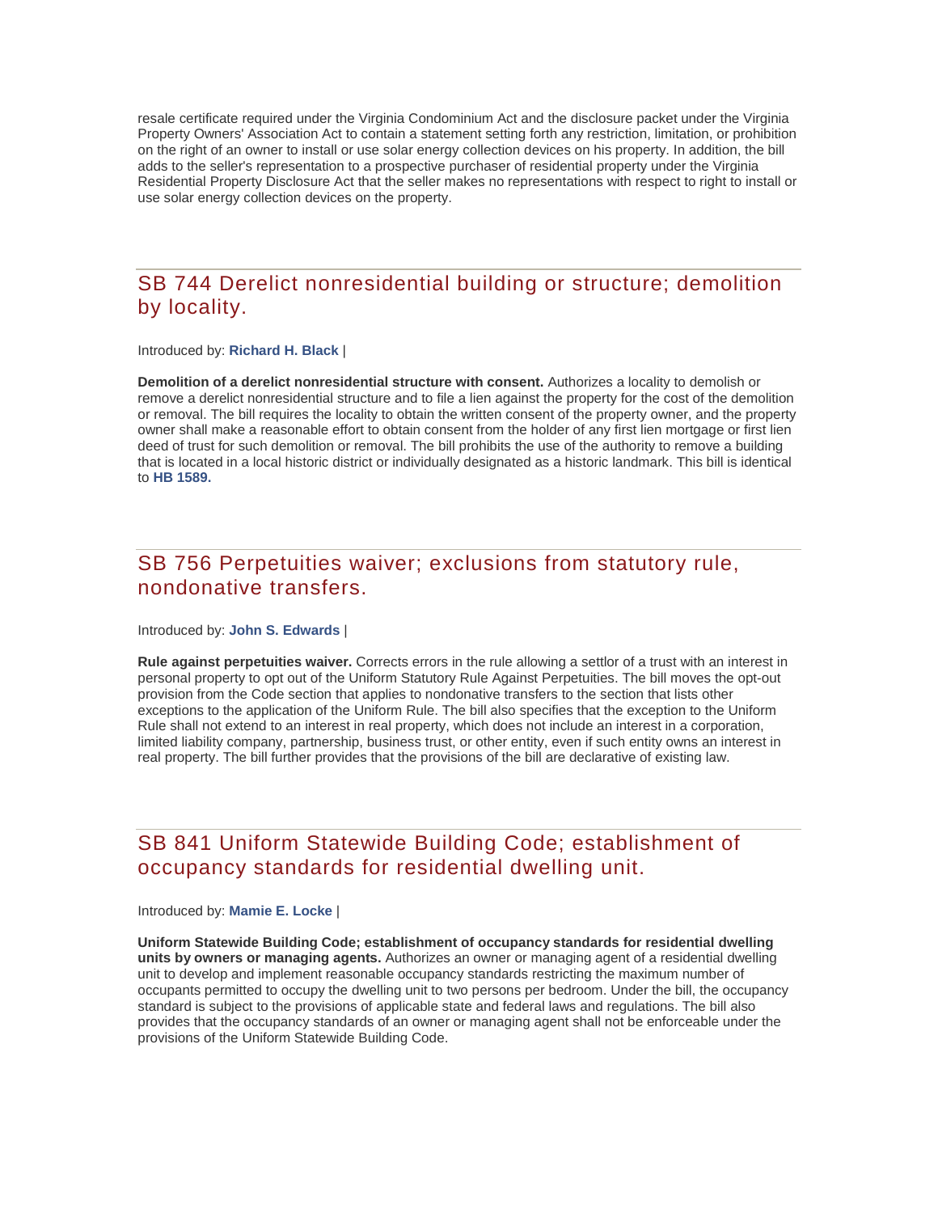resale certificate required under the Virginia Condominium Act and the disclosure packet under the Virginia Property Owners' Association Act to contain a statement setting forth any restriction, limitation, or prohibition on the right of an owner to install or use solar energy collection devices on his property. In addition, the bill adds to the seller's representation to a prospective purchaser of residential property under the Virginia Residential Property Disclosure Act that the seller makes no representations with respect to right to install or use solar energy collection devices on the property.

## SB 744 Derelict nonresidential building or structure; demolition by locality.

Introduced by: **Richard H. Black** |

**Demolition of a derelict nonresidential structure with consent.** Authorizes a locality to demolish or remove a derelict nonresidential structure and to file a lien against the property for the cost of the demolition or removal. The bill requires the locality to obtain the written consent of the property owner, and the property owner shall make a reasonable effort to obtain consent from the holder of any first lien mortgage or first lien deed of trust for such demolition or removal. The bill prohibits the use of the authority to remove a building that is located in a local historic district or individually designated as a historic landmark. This bill is identical to **HB 1589.**

## SB 756 Perpetuities waiver; exclusions from statutory rule, nondonative transfers.

Introduced by: **John S. Edwards** |

**Rule against perpetuities waiver.** Corrects errors in the rule allowing a settlor of a trust with an interest in personal property to opt out of the Uniform Statutory Rule Against Perpetuities. The bill moves the opt-out provision from the Code section that applies to nondonative transfers to the section that lists other exceptions to the application of the Uniform Rule. The bill also specifies that the exception to the Uniform Rule shall not extend to an interest in real property, which does not include an interest in a corporation, limited liability company, partnership, business trust, or other entity, even if such entity owns an interest in real property. The bill further provides that the provisions of the bill are declarative of existing law.

## SB 841 Uniform Statewide Building Code; establishment of occupancy standards for residential dwelling unit.

Introduced by: **Mamie E. Locke** |

**Uniform Statewide Building Code; establishment of occupancy standards for residential dwelling units by owners or managing agents.** Authorizes an owner or managing agent of a residential dwelling unit to develop and implement reasonable occupancy standards restricting the maximum number of occupants permitted to occupy the dwelling unit to two persons per bedroom. Under the bill, the occupancy standard is subject to the provisions of applicable state and federal laws and regulations. The bill also provides that the occupancy standards of an owner or managing agent shall not be enforceable under the provisions of the Uniform Statewide Building Code.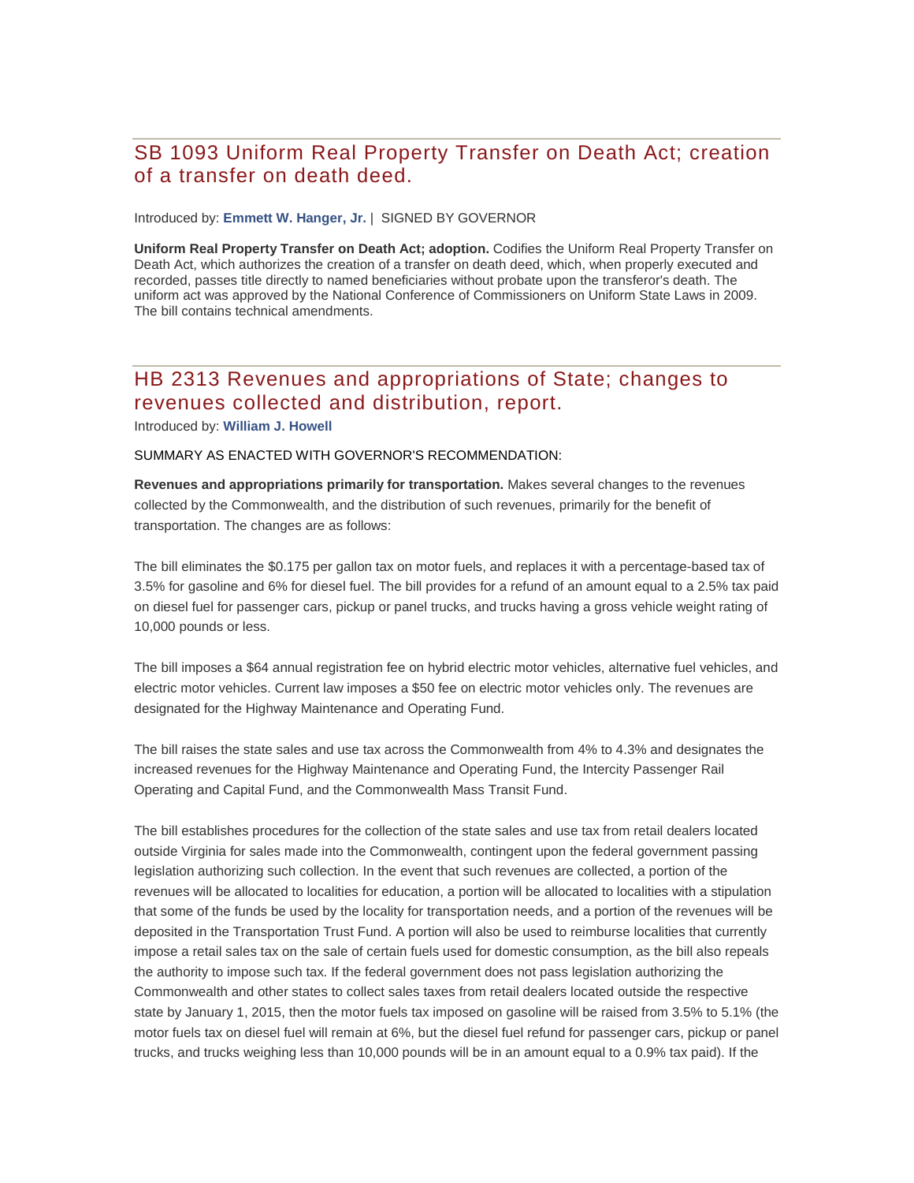## SB 1093 Uniform Real Property Transfer on Death Act; creation of a transfer on death deed.

Introduced by: **Emmett W. Hanger, Jr.** | SIGNED BY GOVERNOR

**Uniform Real Property Transfer on Death Act; adoption.** Codifies the Uniform Real Property Transfer on Death Act, which authorizes the creation of a transfer on death deed, which, when properly executed and recorded, passes title directly to named beneficiaries without probate upon the transferor's death. The uniform act was approved by the National Conference of Commissioners on Uniform State Laws in 2009. The bill contains technical amendments.

## HB 2313 Revenues and appropriations of State; changes to revenues collected and distribution, report.

Introduced by: **William J. Howell**

SUMMARY AS ENACTED WITH GOVERNOR'S RECOMMENDATION:

**Revenues and appropriations primarily for transportation.** Makes several changes to the revenues collected by the Commonwealth, and the distribution of such revenues, primarily for the benefit of transportation. The changes are as follows:

The bill eliminates the $0.175 per gallon tax on motor fuels, and replaces it with a percentage-based tax of 3.5% for gasoline and 6% for diesel fuel. The bill provides for a refund of an amount equal to a 2.5% tax paid on diesel fuel for passenger cars, pickup or panel trucks, and trucks having a gross vehicle weight rating of 10,000 pounds or less.

The bill imposes a $64 annual registration fee on hybrid electric motor vehicles, alternative fuel vehicles, and electric motor vehicles. Current law imposes a $50 fee on electric motor vehicles only. The revenues are designated for the Highway Maintenance and Operating Fund.

The bill raises the state sales and use tax across the Commonwealth from 4% to 4.3% and designates the increased revenues for the Highway Maintenance and Operating Fund, the Intercity Passenger Rail Operating and Capital Fund, and the Commonwealth Mass Transit Fund.

The bill establishes procedures for the collection of the state sales and use tax from retail dealers located outside Virginia for sales made into the Commonwealth, contingent upon the federal government passing legislation authorizing such collection. In the event that such revenues are collected, a portion of the revenues will be allocated to localities for education, a portion will be allocated to localities with a stipulation that some of the funds be used by the locality for transportation needs, and a portion of the revenues will be deposited in the Transportation Trust Fund. A portion will also be used to reimburse localities that currently impose a retail sales tax on the sale of certain fuels used for domestic consumption, as the bill also repeals the authority to impose such tax. If the federal government does not pass legislation authorizing the Commonwealth and other states to collect sales taxes from retail dealers located outside the respective state by January 1, 2015, then the motor fuels tax imposed on gasoline will be raised from 3.5% to 5.1% (the motor fuels tax on diesel fuel will remain at 6%, but the diesel fuel refund for passenger cars, pickup or panel trucks, and trucks weighing less than 10,000 pounds will be in an amount equal to a 0.9% tax paid). If the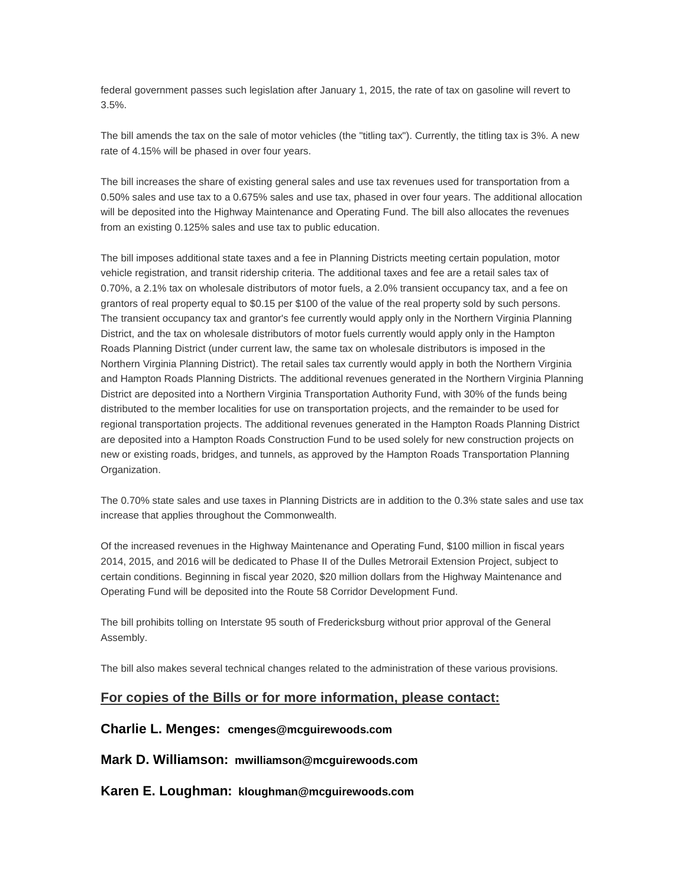federal government passes such legislation after January 1, 2015, the rate of tax on gasoline will revert to 3.5%.

The bill amends the tax on the sale of motor vehicles (the "titling tax"). Currently, the titling tax is 3%. A new rate of 4.15% will be phased in over four years.

The bill increases the share of existing general sales and use tax revenues used for transportation from a 0.50% sales and use tax to a 0.675% sales and use tax, phased in over four years. The additional allocation will be deposited into the Highway Maintenance and Operating Fund. The bill also allocates the revenues from an existing 0.125% sales and use tax to public education.

The bill imposes additional state taxes and a fee in Planning Districts meeting certain population, motor vehicle registration, and transit ridership criteria. The additional taxes and fee are a retail sales tax of 0.70%, a 2.1% tax on wholesale distributors of motor fuels, a 2.0% transient occupancy tax, and a fee on grantors of real property equal to $0.15 per $100 of the value of the real property sold by such persons. The transient occupancy tax and grantor's fee currently would apply only in the Northern Virginia Planning District, and the tax on wholesale distributors of motor fuels currently would apply only in the Hampton Roads Planning District (under current law, the same tax on wholesale distributors is imposed in the Northern Virginia Planning District). The retail sales tax currently would apply in both the Northern Virginia and Hampton Roads Planning Districts. The additional revenues generated in the Northern Virginia Planning District are deposited into a Northern Virginia Transportation Authority Fund, with 30% of the funds being distributed to the member localities for use on transportation projects, and the remainder to be used for regional transportation projects. The additional revenues generated in the Hampton Roads Planning District are deposited into a Hampton Roads Construction Fund to be used solely for new construction projects on new or existing roads, bridges, and tunnels, as approved by the Hampton Roads Transportation Planning Organization.

The 0.70% state sales and use taxes in Planning Districts are in addition to the 0.3% state sales and use tax increase that applies throughout the Commonwealth.

Of the increased revenues in the Highway Maintenance and Operating Fund, $100 million in fiscal years 2014, 2015, and 2016 will be dedicated to Phase II of the Dulles Metrorail Extension Project, subject to certain conditions. Beginning in fiscal year 2020, $20 million dollars from the Highway Maintenance and Operating Fund will be deposited into the Route 58 Corridor Development Fund.

The bill prohibits tolling on Interstate 95 south of Fredericksburg without prior approval of the General Assembly.

The bill also makes several technical changes related to the administration of these various provisions.

## For copies of the Bills or for more information, please contact:

**Charlie L. Menges:** **cmenges@mcguirewoods.com**

**Mark D. Williamson:** **mwilliamson@mcguirewoods.com**

**Karen E. Loughman:** **kloughman@mcguirewoods.com**